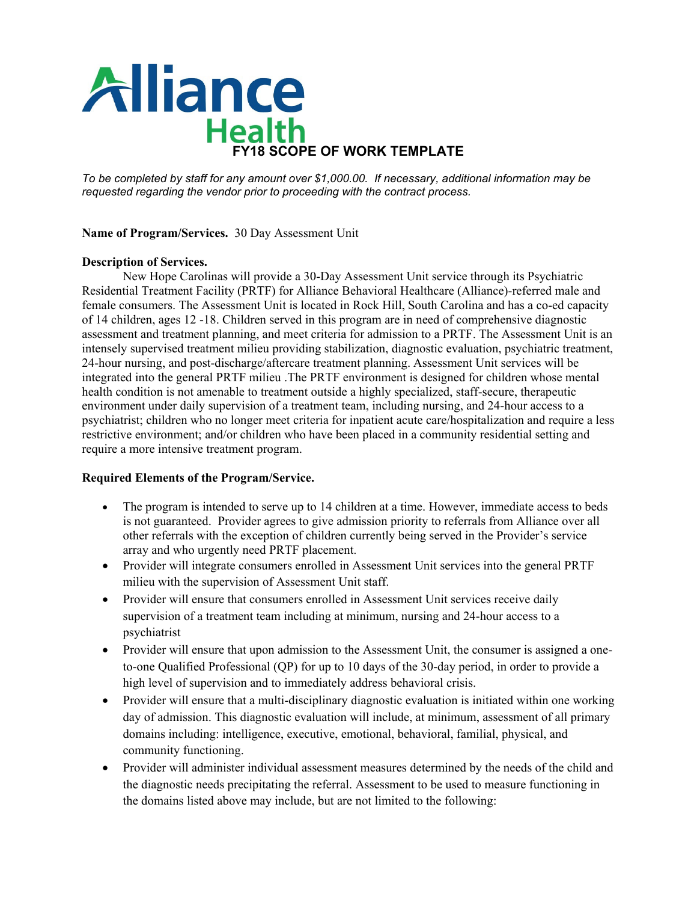Alliance Health

# FY18 SCOPE OF WORK TEMPLATE

*To be completed by staff for any amount over $1,000.00. If necessary, additional information may be requested regarding the vendor prior to proceeding with the contract process.*

**Name of Program/Services.** 30 Day Assessment Unit

**Description of Services.**

New Hope Carolinas will provide a 30-Day Assessment Unit service through its Psychiatric Residential Treatment Facility (PRTF) for Alliance Behavioral Healthcare (Alliance)-referred male and female consumers. The Assessment Unit is located in Rock Hill, South Carolina and has a co-ed capacity of 14 children, ages 12 -18. Children served in this program are in need of comprehensive diagnostic assessment and treatment planning, and meet criteria for admission to a PRTF. The Assessment Unit is an intensely supervised treatment milieu providing stabilization, diagnostic evaluation, psychiatric treatment, 24-hour nursing, and post-discharge/aftercare treatment planning. Assessment Unit services will be integrated into the general PRTF milieu .The PRTF environment is designed for children whose mental health condition is not amenable to treatment outside a highly specialized, staff-secure, therapeutic environment under daily supervision of a treatment team, including nursing, and 24-hour access to a psychiatrist; children who no longer meet criteria for inpatient acute care/hospitalization and require a less restrictive environment; and/or children who have been placed in a community residential setting and require a more intensive treatment program.

**Required Elements of the Program/Service.**

- The program is intended to serve up to 14 children at a time. However, immediate access to beds is not guaranteed. Provider agrees to give admission priority to referrals from Alliance over all other referrals with the exception of children currently being served in the Provider's service array and who urgently need PRTF placement.
- Provider will integrate consumers enrolled in Assessment Unit services into the general PRTF milieu with the supervision of Assessment Unit staff.
- Provider will ensure that consumers enrolled in Assessment Unit services receive daily supervision of a treatment team including at minimum, nursing and 24-hour access to a psychiatrist
- Provider will ensure that upon admission to the Assessment Unit, the consumer is assigned a one-to-one Qualified Professional (QP) for up to 10 days of the 30-day period, in order to provide a high level of supervision and to immediately address behavioral crisis.
- Provider will ensure that a multi-disciplinary diagnostic evaluation is initiated within one working day of admission. This diagnostic evaluation will include, at minimum, assessment of all primary domains including: intelligence, executive, emotional, behavioral, familial, physical, and community functioning.
- Provider will administer individual assessment measures determined by the needs of the child and the diagnostic needs precipitating the referral. Assessment to be used to measure functioning in the domains listed above may include, but are not limited to the following: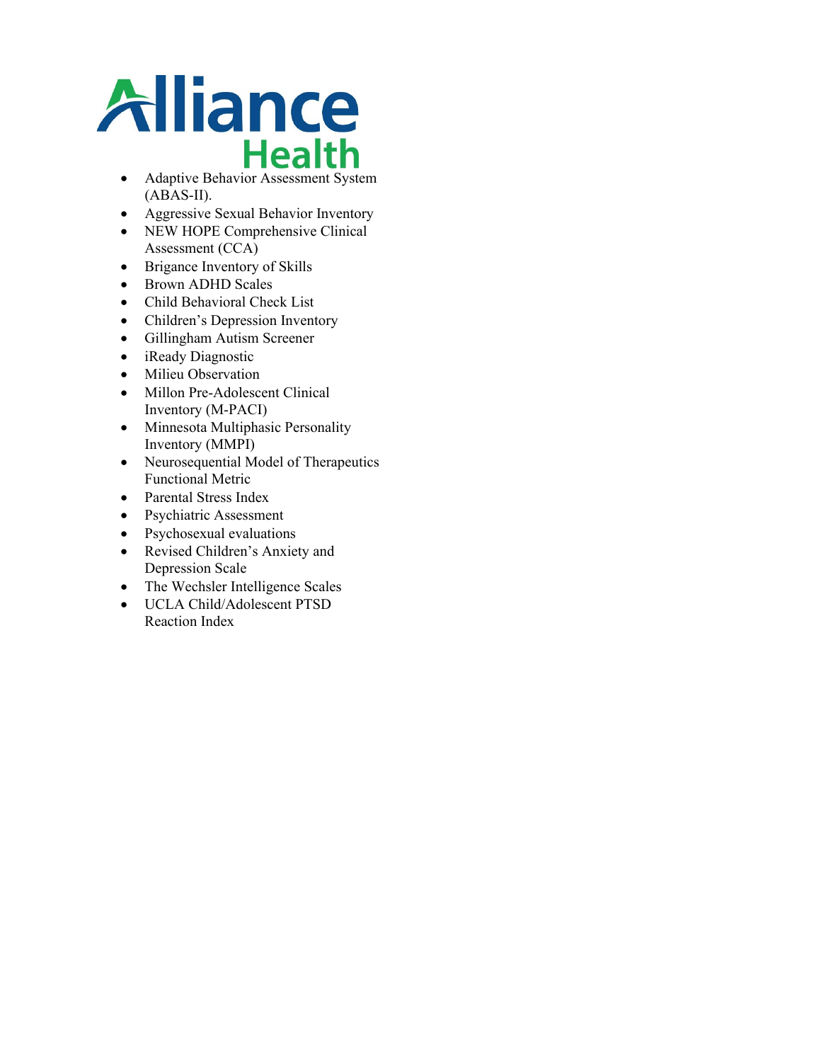- Adaptive Behavior Assessment System (ABAS-II).
- Aggressive Sexual Behavior Inventory
- NEW HOPE Comprehensive Clinical Assessment (CCA)
- Brigance Inventory of Skills
- Brown ADHD Scales
- Child Behavioral Check List
- Children's Depression Inventory
- Gillingham Autism Screener
- iReady Diagnostic
- Milieu Observation
- Millon Pre-Adolescent Clinical Inventory (M-PACI)
- Minnesota Multiphasic Personality Inventory (MMPI)
- Neurosequential Model of Therapeutics Functional Metric
- Parental Stress Index
- Psychiatric Assessment
- Psychosexual evaluations
- Revised Children's Anxiety and Depression Scale
- The Wechsler Intelligence Scales
- UCLA Child/Adolescent PTSD Reaction Index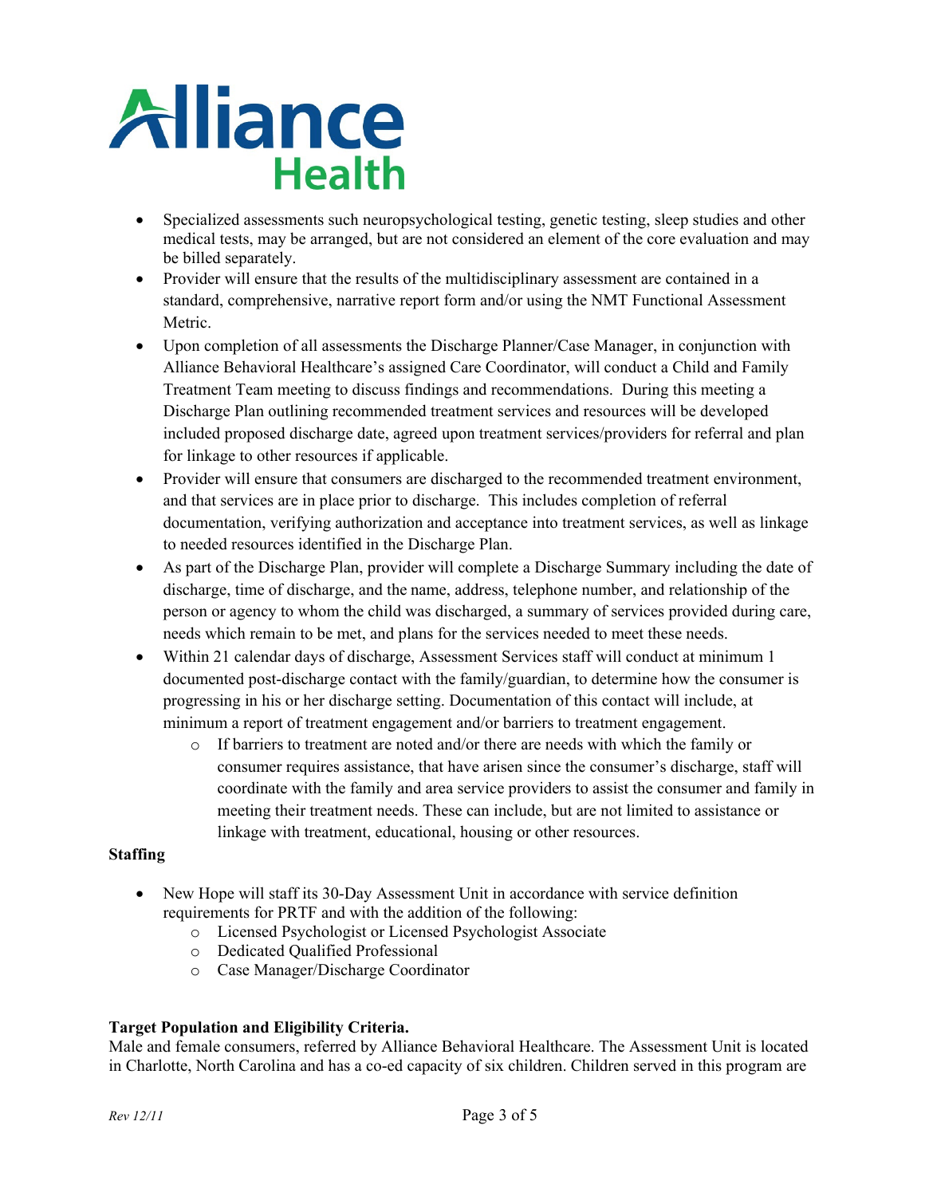- Specialized assessments such neuropsychological testing, genetic testing, sleep studies and other medical tests, may be arranged, but are not considered an element of the core evaluation and may be billed separately.
- Provider will ensure that the results of the multidisciplinary assessment are contained in a standard, comprehensive, narrative report form and/or using the NMT Functional Assessment Metric.
- Upon completion of all assessments the Discharge Planner/Case Manager, in conjunction with Alliance Behavioral Healthcare's assigned Care Coordinator, will conduct a Child and Family Treatment Team meeting to discuss findings and recommendations. During this meeting a Discharge Plan outlining recommended treatment services and resources will be developed included proposed discharge date, agreed upon treatment services/providers for referral and plan for linkage to other resources if applicable.
- Provider will ensure that consumers are discharged to the recommended treatment environment, and that services are in place prior to discharge. This includes completion of referral documentation, verifying authorization and acceptance into treatment services, as well as linkage to needed resources identified in the Discharge Plan.
- As part of the Discharge Plan, provider will complete a Discharge Summary including the date of discharge, time of discharge, and the name, address, telephone number, and relationship of the person or agency to whom the child was discharged, a summary of services provided during care, needs which remain to be met, and plans for the services needed to meet these needs.
- Within 21 calendar days of discharge, Assessment Services staff will conduct at minimum 1 documented post-discharge contact with the family/guardian, to determine how the consumer is progressing in his or her discharge setting. Documentation of this contact will include, at minimum a report of treatment engagement and/or barriers to treatment engagement.
    - If barriers to treatment are noted and/or there are needs with which the family or consumer requires assistance, that have arisen since the consumer's discharge, staff will coordinate with the family and area service providers to assist the consumer and family in meeting their treatment needs. These can include, but are not limited to assistance or linkage with treatment, educational, housing or other resources.

**Staffing**

- New Hope will staff its 30-Day Assessment Unit in accordance with service definition requirements for PRTF and with the addition of the following:
    - Licensed Psychologist or Licensed Psychologist Associate
    - Dedicated Qualified Professional
    - Case Manager/Discharge Coordinator

**Target Population and Eligibility Criteria.**

Male and female consumers, referred by Alliance Behavioral Healthcare. The Assessment Unit is located in Charlotte, North Carolina and has a co-ed capacity of six children. Children served in this program are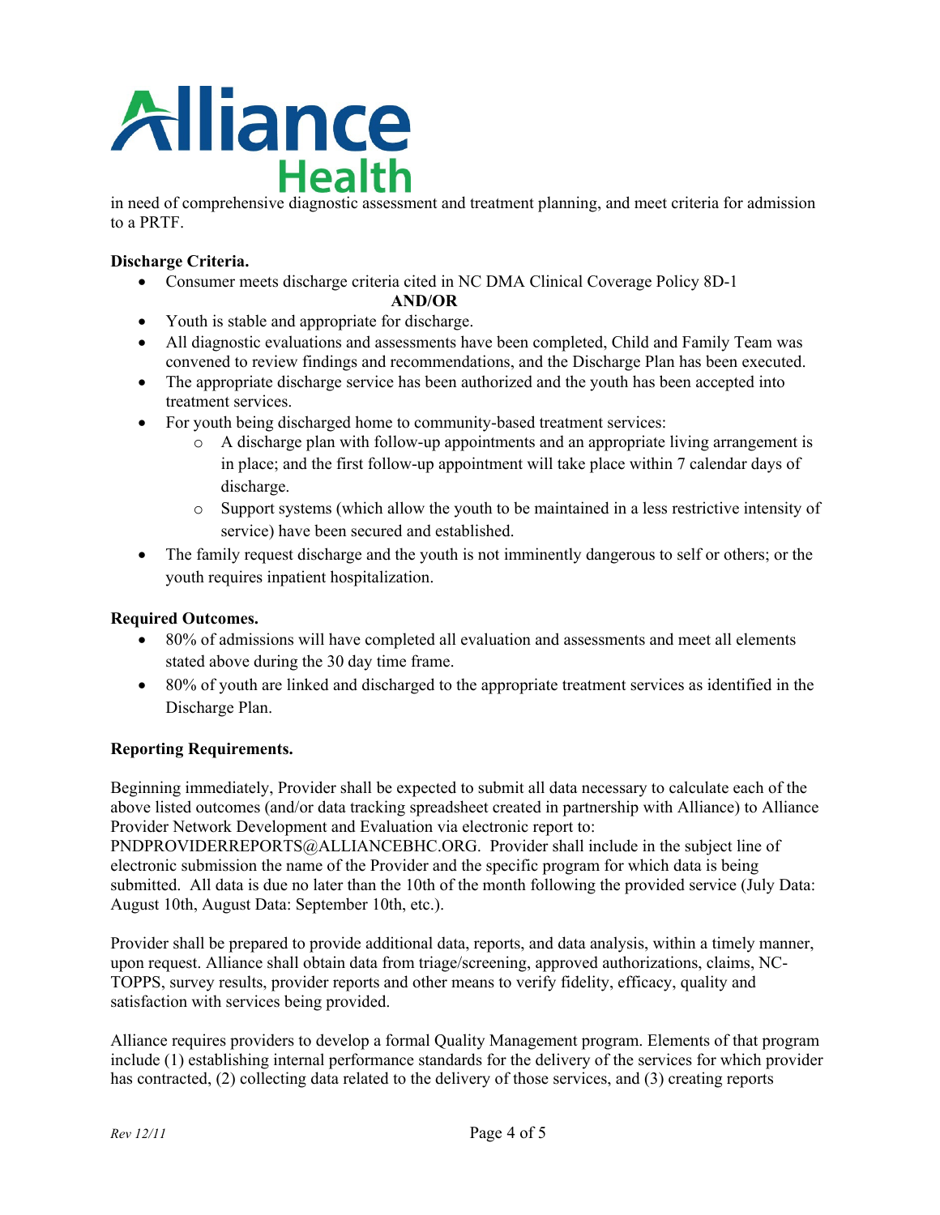in need of comprehensive diagnostic assessment and treatment planning, and meet criteria for admission to a PRTF.

**Discharge Criteria.**

- Consumer meets discharge criteria cited in NC DMA Clinical Coverage Policy 8D-1

  **AND/OR**

- Youth is stable and appropriate for discharge.
- All diagnostic evaluations and assessments have been completed, Child and Family Team was convened to review findings and recommendations, and the Discharge Plan has been executed.
- The appropriate discharge service has been authorized and the youth has been accepted into treatment services.
- For youth being discharged home to community-based treatment services:
  - A discharge plan with follow-up appointments and an appropriate living arrangement is in place; and the first follow-up appointment will take place within 7 calendar days of discharge.
  - Support systems (which allow the youth to be maintained in a less restrictive intensity of service) have been secured and established.
- The family request discharge and the youth is not imminently dangerous to self or others; or the youth requires inpatient hospitalization.

**Required Outcomes.**

- 80% of admissions will have completed all evaluation and assessments and meet all elements stated above during the 30 day time frame.
- 80% of youth are linked and discharged to the appropriate treatment services as identified in the Discharge Plan.

**Reporting Requirements.**

Beginning immediately, Provider shall be expected to submit all data necessary to calculate each of the above listed outcomes (and/or data tracking spreadsheet created in partnership with Alliance) to Alliance Provider Network Development and Evaluation via electronic report to: PNDPROVIDERREPORTS@ALLIANCEBHC.ORG. Provider shall include in the subject line of electronic submission the name of the Provider and the specific program for which data is being submitted. All data is due no later than the 10th of the month following the provided service (July Data: August 10th, August Data: September 10th, etc.).

Provider shall be prepared to provide additional data, reports, and data analysis, within a timely manner, upon request. Alliance shall obtain data from triage/screening, approved authorizations, claims, NC-TOPPS, survey results, provider reports and other means to verify fidelity, efficacy, quality and satisfaction with services being provided.

Alliance requires providers to develop a formal Quality Management program. Elements of that program include (1) establishing internal performance standards for the delivery of the services for which provider has contracted, (2) collecting data related to the delivery of those services, and (3) creating reports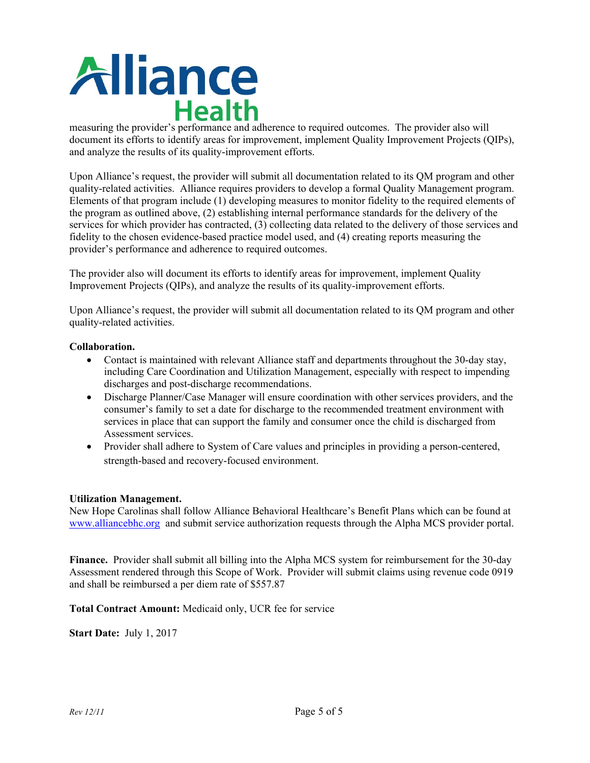measuring the provider's performance and adherence to required outcomes. The provider also will document its efforts to identify areas for improvement, implement Quality Improvement Projects (QIPs), and analyze the results of its quality-improvement efforts.

Upon Alliance's request, the provider will submit all documentation related to its QM program and other quality-related activities. Alliance requires providers to develop a formal Quality Management program. Elements of that program include (1) developing measures to monitor fidelity to the required elements of the program as outlined above, (2) establishing internal performance standards for the delivery of the services for which provider has contracted, (3) collecting data related to the delivery of those services and fidelity to the chosen evidence-based practice model used, and (4) creating reports measuring the provider's performance and adherence to required outcomes.

The provider also will document its efforts to identify areas for improvement, implement Quality Improvement Projects (QIPs), and analyze the results of its quality-improvement efforts.

Upon Alliance's request, the provider will submit all documentation related to its QM program and other quality-related activities.

**Collaboration.**

- Contact is maintained with relevant Alliance staff and departments throughout the 30-day stay, including Care Coordination and Utilization Management, especially with respect to impending discharges and post-discharge recommendations.
- Discharge Planner/Case Manager will ensure coordination with other services providers, and the consumer's family to set a date for discharge to the recommended treatment environment with services in place that can support the family and consumer once the child is discharged from Assessment services.
- Provider shall adhere to System of Care values and principles in providing a person-centered, strength-based and recovery-focused environment.

**Utilization Management.**
New Hope Carolinas shall follow Alliance Behavioral Healthcare's Benefit Plans which can be found at www.alliancebhc.org and submit service authorization requests through the Alpha MCS provider portal.

**Finance.** Provider shall submit all billing into the Alpha MCS system for reimbursement for the 30-day Assessment rendered through this Scope of Work. Provider will submit claims using revenue code 0919 and shall be reimbursed a per diem rate of $557.87

**Total Contract Amount:** Medicaid only, UCR fee for service

**Start Date:** July 1, 2017